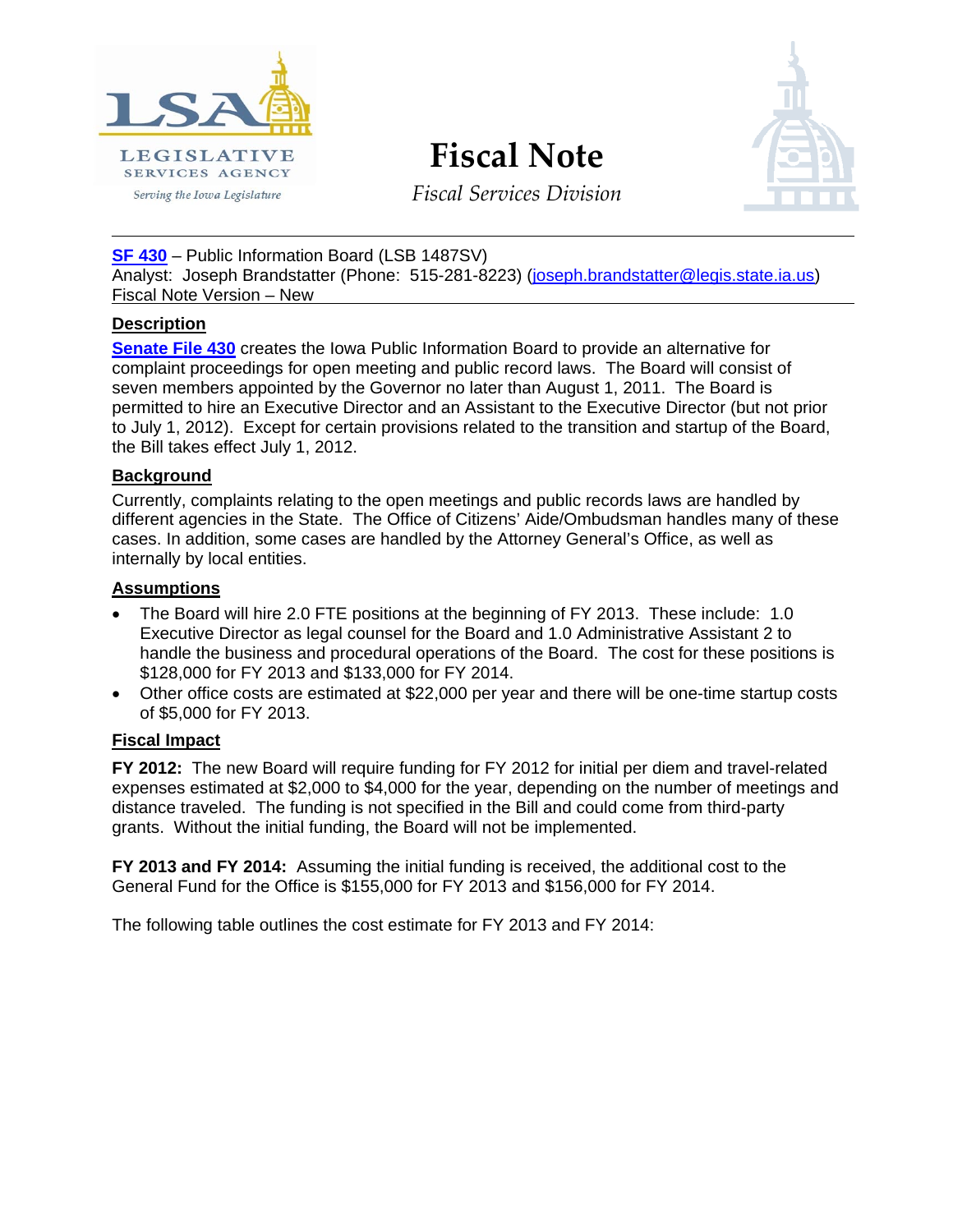# Fiscal Note

*Fiscal Services Division*

---

**SF 430** – Public Information Board (LSB 1487SV)
Analyst: Joseph Brandstatter (Phone: 515-281-8223) (joseph.brandstatter@legis.state.ia.us)
Fiscal Note Version – New

---

## Description

**Senate File 430** creates the Iowa Public Information Board to provide an alternative for complaint proceedings for open meeting and public record laws. The Board will consist of seven members appointed by the Governor no later than August 1, 2011. The Board is permitted to hire an Executive Director and an Assistant to the Executive Director (but not prior to July 1, 2012). Except for certain provisions related to the transition and startup of the Board, the Bill takes effect July 1, 2012.

## Background

Currently, complaints relating to the open meetings and public records laws are handled by different agencies in the State. The Office of Citizens' Aide/Ombudsman handles many of these cases. In addition, some cases are handled by the Attorney General's Office, as well as internally by local entities.

## Assumptions

- The Board will hire 2.0 FTE positions at the beginning of FY 2013. These include: 1.0 Executive Director as legal counsel for the Board and 1.0 Administrative Assistant 2 to handle the business and procedural operations of the Board. The cost for these positions is $128,000 for FY 2013 and $133,000 for FY 2014.
- Other office costs are estimated at $22,000 per year and there will be one-time startup costs of $5,000 for FY 2013.

## Fiscal Impact

**FY 2012:** The new Board will require funding for FY 2012 for initial per diem and travel-related expenses estimated at $2,000 to $4,000 for the year, depending on the number of meetings and distance traveled. The funding is not specified in the Bill and could come from third-party grants. Without the initial funding, the Board will not be implemented.

**FY 2013 and FY 2014:** Assuming the initial funding is received, the additional cost to the General Fund for the Office is $155,000 for FY 2013 and $156,000 for FY 2014.

The following table outlines the cost estimate for FY 2013 and FY 2014: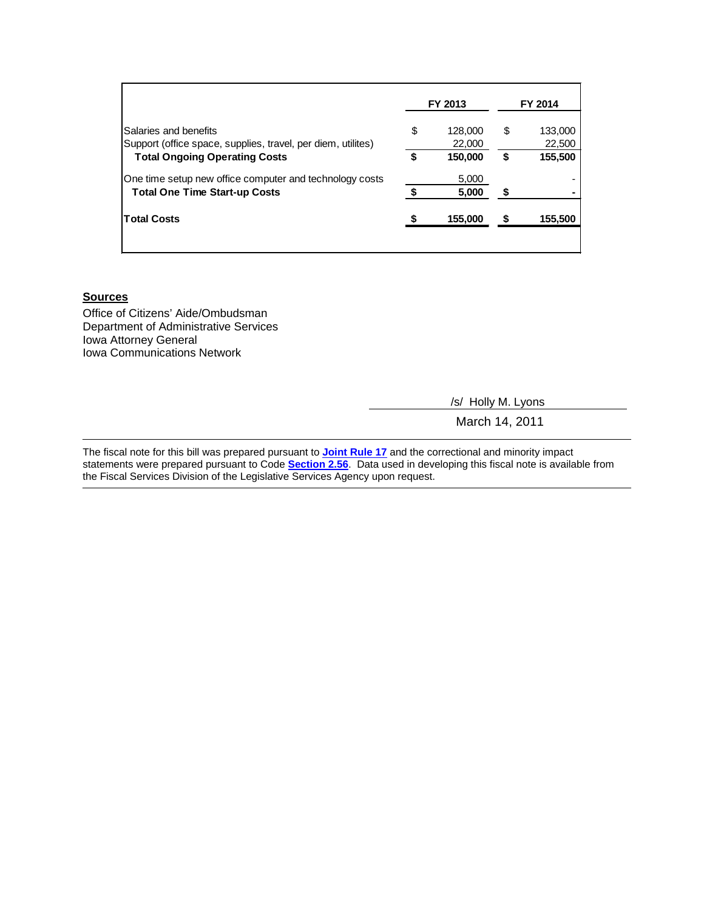| | FY 2013 | FY 2014 |
|---|---|---|
| Salaries and benefits | $ 128,000 | $ 133,000 |
| Support (office space, supplies, travel, per diem, utilites) | 22,000 | 22,500 |
| **Total Ongoing Operating Costs** | **$ 150,000** | **$ 155,500** |
| One time setup new office computer and technology costs | 5,000 | - |
| **Total One Time Start-up Costs** | **$ 5,000** | **$ -** |
| **Total Costs** | **$ 155,000** | **$ 155,500** |

**Sources**

Office of Citizens' Aide/Ombudsman
Department of Administrative Services
Iowa Attorney General
Iowa Communications Network

/s/ Holly M. Lyons

March 14, 2011

---

The fiscal note for this bill was prepared pursuant to **Joint Rule 17** and the correctional and minority impact statements were prepared pursuant to Code **Section 2.56**. Data used in developing this fiscal note is available from the Fiscal Services Division of the Legislative Services Agency upon request.